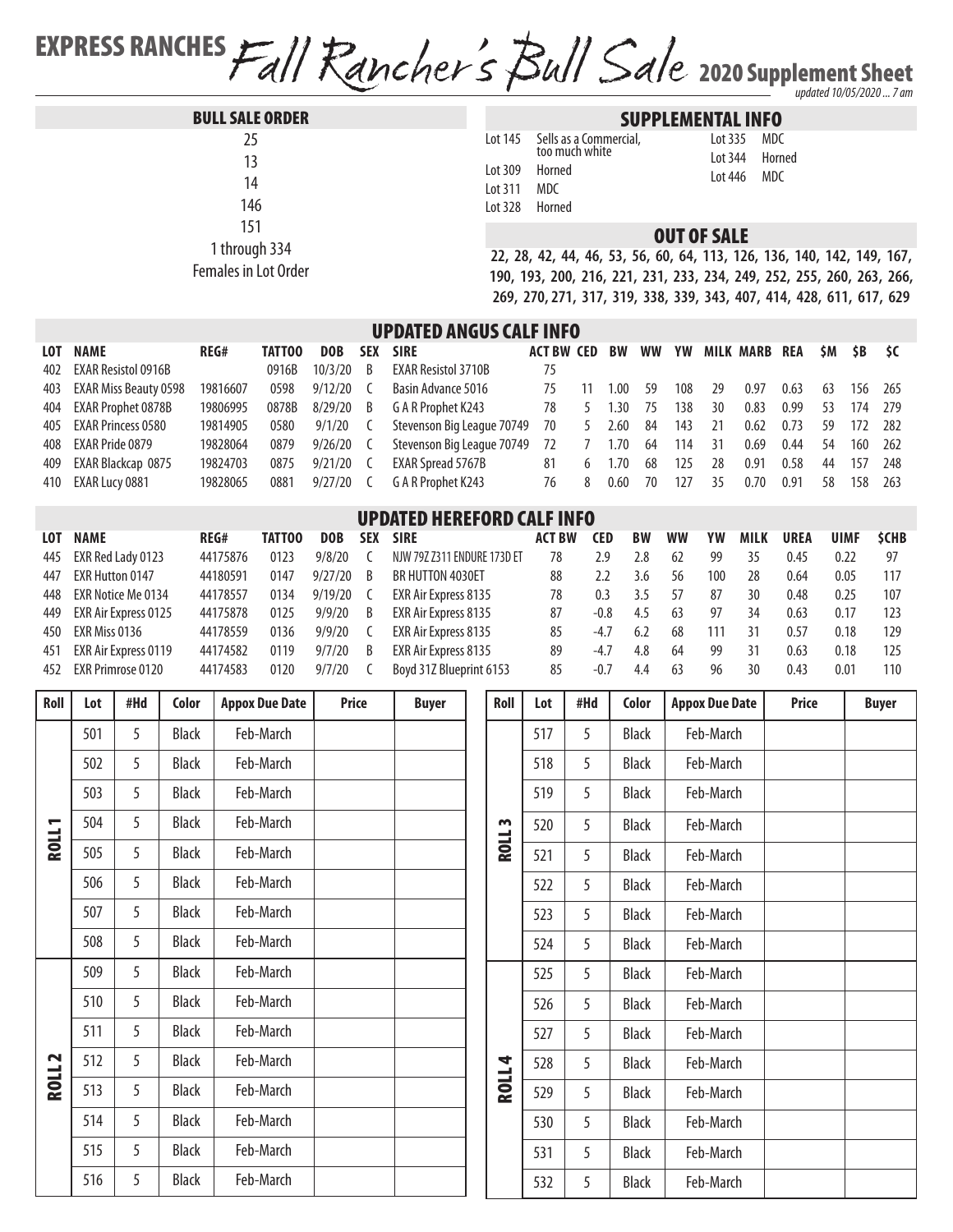# EXPRESS RANCHES *Fall Rancher's Bull Sale* 2020 Supplement Sheet

*updated 10/05/2020 ... 7 am*

## BULL SALE ORDER

25
13
14
146
151
1 through 334
Females in Lot Order

## SUPPLEMENTAL INFO

| | |
|---|---|
| Lot 145 | Sells as a Commercial, too much white |
| Lot 309 | Horned |
| Lot 311 | MDC |
| Lot 328 | Horned |
| Lot 335 | MDC |
| Lot 344 | Horned |
| Lot 446 | MDC |

## OUT OF SALE

**22, 28, 42, 44, 46, 53, 56, 60, 64, 113, 126, 136, 140, 142, 149, 167, 190, 193, 200, 216, 221, 231, 233, 234, 249, 252, 255, 260, 263, 266, 269, 270, 271, 317, 319, 338, 339, 343, 407, 414, 428, 611, 617, 629**

## UPDATED ANGUS CALF INFO

| LOT | NAME | REG# | TATTOO | DOB | SEX | SIRE | ACT BW | CED | BW | WW | YW | MILK | MARB | REA | $M | $B | $C |
|---|---|---|---|---|---|---|---|---|---|---|---|---|---|---|---|---|---|
| 402 | EXAR Resistol 0916B | | 0916B | 10/3/20 | B | EXAR Resistol 3710B | 75 | | | | | | | | | | |
| 403 | EXAR Miss Beauty 0598 | 19816607 | 0598 | 9/12/20 | C | Basin Advance 5016 | 75 | 11 | 1.00 | 59 | 108 | 29 | 0.97 | 0.63 | 63 | 156 | 265 |
| 404 | EXAR Prophet 0878B | 19806995 | 0878B | 8/29/20 | B | G A R Prophet K243 | 78 | 5 | 1.30 | 75 | 138 | 30 | 0.83 | 0.99 | 53 | 174 | 279 |
| 405 | EXAR Princess 0580 | 19814905 | 0580 | 9/1/20 | C | Stevenson Big League 70749 | 70 | 5 | 2.60 | 84 | 143 | 21 | 0.62 | 0.73 | 59 | 172 | 282 |
| 408 | EXAR Pride 0879 | 19828064 | 0879 | 9/26/20 | C | Stevenson Big League 70749 | 72 | 7 | 1.70 | 64 | 114 | 31 | 0.69 | 0.44 | 54 | 160 | 262 |
| 409 | EXAR Blackcap 0875 | 19824703 | 0875 | 9/21/20 | C | EXAR Spread 5767B | 81 | 6 | 1.70 | 68 | 125 | 28 | 0.91 | 0.58 | 44 | 157 | 248 |
| 410 | EXAR Lucy 0881 | 19828065 | 0881 | 9/27/20 | C | G A R Prophet K243 | 76 | 8 | 0.60 | 70 | 127 | 35 | 0.70 | 0.91 | 58 | 158 | 263 |

## UPDATED HEREFORD CALF INFO

| LOT | NAME | REG# | TATTOO | DOB | SEX | SIRE | ACT BW | CED | BW | WW | YW | MILK | UREA | UIMF | $CHB |
|---|---|---|---|---|---|---|---|---|---|---|---|---|---|---|---|
| 445 | EXR Red Lady 0123 | 44175876 | 0123 | 9/8/20 | C | NJW 79Z Z311 ENDURE 173D ET | 78 | 2.9 | 2.8 | 62 | 99 | 35 | 0.45 | 0.22 | 97 |
| 447 | EXR Hutton 0147 | 44180591 | 0147 | 9/27/20 | B | BR HUTTON 4030ET | 88 | 2.2 | 3.6 | 56 | 100 | 28 | 0.64 | 0.05 | 117 |
| 448 | EXR Notice Me 0134 | 44178557 | 0134 | 9/19/20 | C | EXR Air Express 8135 | 78 | 0.3 | 3.5 | 57 | 87 | 30 | 0.48 | 0.25 | 107 |
| 449 | EXR Air Express 0125 | 44175878 | 0125 | 9/9/20 | B | EXR Air Express 8135 | 87 | -0.8 | 4.5 | 63 | 97 | 34 | 0.63 | 0.17 | 123 |
| 450 | EXR Miss 0136 | 44178559 | 0136 | 9/9/20 | C | EXR Air Express 8135 | 85 | -4.7 | 6.2 | 68 | 111 | 31 | 0.57 | 0.18 | 129 |
| 451 | EXR Air Express 0119 | 44174582 | 0119 | 9/7/20 | B | EXR Air Express 8135 | 89 | -4.7 | 4.8 | 64 | 99 | 31 | 0.63 | 0.18 | 125 |
| 452 | EXR Primrose 0120 | 44174583 | 0120 | 9/7/20 | C | Boyd 31Z Blueprint 6153 | 85 | -0.7 | 4.4 | 63 | 96 | 30 | 0.43 | 0.01 | 110 |

| Roll | Lot | #Hd | Color | Appox Due Date | Price | Buyer |
|---|---|---|---|---|---|---|
| ROLL 1 | 501 | 5 | Black | Feb-March | | |
| | 502 | 5 | Black | Feb-March | | |
| | 503 | 5 | Black | Feb-March | | |
| | 504 | 5 | Black | Feb-March | | |
| | 505 | 5 | Black | Feb-March | | |
| | 506 | 5 | Black | Feb-March | | |
| | 507 | 5 | Black | Feb-March | | |
| | 508 | 5 | Black | Feb-March | | |
| ROLL 2 | 509 | 5 | Black | Feb-March | | |
| | 510 | 5 | Black | Feb-March | | |
| | 511 | 5 | Black | Feb-March | | |
| | 512 | 5 | Black | Feb-March | | |
| | 513 | 5 | Black | Feb-March | | |
| | 514 | 5 | Black | Feb-March | | |
| | 515 | 5 | Black | Feb-March | | |
| | 516 | 5 | Black | Feb-March | | |
| ROLL 3 | 517 | 5 | Black | Feb-March | | |
| | 518 | 5 | Black | Feb-March | | |
| | 519 | 5 | Black | Feb-March | | |
| | 520 | 5 | Black | Feb-March | | |
| | 521 | 5 | Black | Feb-March | | |
| | 522 | 5 | Black | Feb-March | | |
| | 523 | 5 | Black | Feb-March | | |
| | 524 | 5 | Black | Feb-March | | |
| ROLL 4 | 525 | 5 | Black | Feb-March | | |
| | 526 | 5 | Black | Feb-March | | |
| | 527 | 5 | Black | Feb-March | | |
| | 528 | 5 | Black | Feb-March | | |
| | 529 | 5 | Black | Feb-March | | |
| | 530 | 5 | Black | Feb-March | | |
| | 531 | 5 | Black | Feb-March | | |
| | 532 | 5 | Black | Feb-March | | |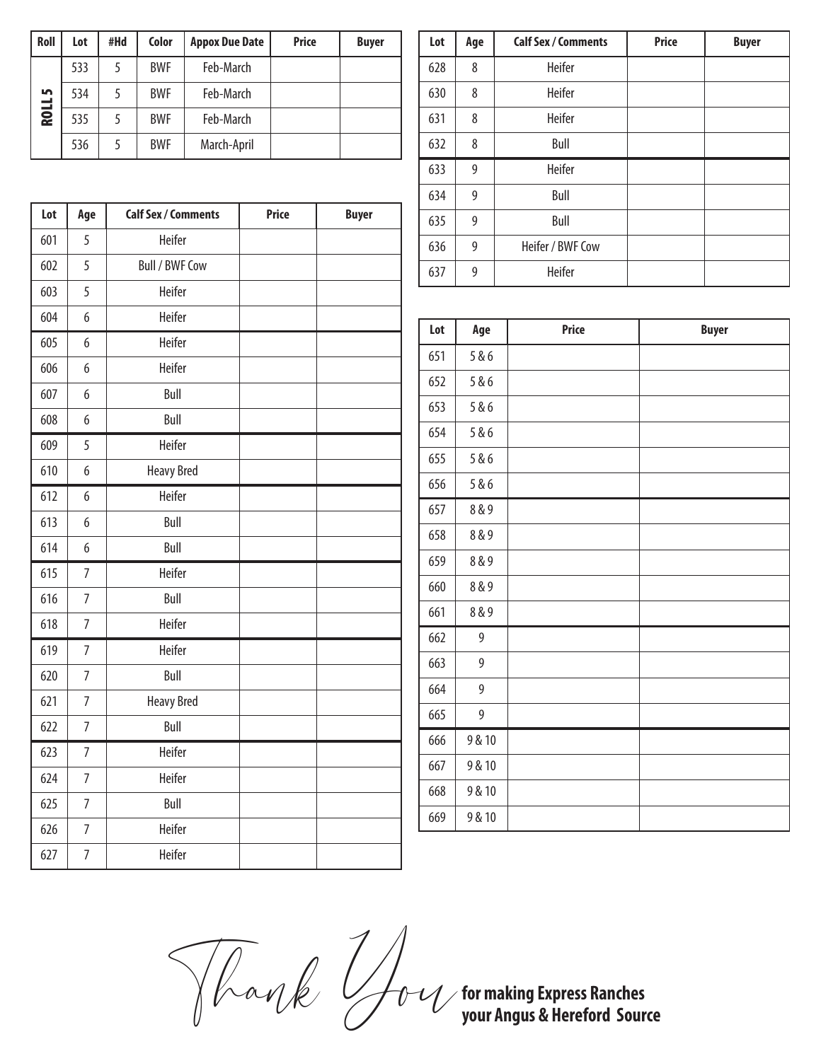| Roll | Lot | #Hd | Color | Appox Due Date | Price | Buyer |
|---|---|---|---|---|---|---|
| ROLL 5 | 533 | 5 | BWF | Feb-March | | |
| | 534 | 5 | BWF | Feb-March | | |
| | 535 | 5 | BWF | Feb-March | | |
| | 536 | 5 | BWF | March-April | | |

| Lot | Age | Calf Sex / Comments | Price | Buyer |
|---|---|---|---|---|
| 601 | 5 | Heifer | | |
| 602 | 5 | Bull / BWF Cow | | |
| 603 | 5 | Heifer | | |
| 604 | 6 | Heifer | | |
| 605 | 6 | Heifer | | |
| 606 | 6 | Heifer | | |
| 607 | 6 | Bull | | |
| 608 | 6 | Bull | | |
| 609 | 5 | Heifer | | |
| 610 | 6 | Heavy Bred | | |
| 612 | 6 | Heifer | | |
| 613 | 6 | Bull | | |
| 614 | 6 | Bull | | |
| 615 | 7 | Heifer | | |
| 616 | 7 | Bull | | |
| 618 | 7 | Heifer | | |
| 619 | 7 | Heifer | | |
| 620 | 7 | Bull | | |
| 621 | 7 | Heavy Bred | | |
| 622 | 7 | Bull | | |
| 623 | 7 | Heifer | | |
| 624 | 7 | Heifer | | |
| 625 | 7 | Bull | | |
| 626 | 7 | Heifer | | |
| 627 | 7 | Heifer | | |
| 628 | 8 | Heifer | | |
| 630 | 8 | Heifer | | |
| 631 | 8 | Heifer | | |
| 632 | 8 | Bull | | |
| 633 | 9 | Heifer | | |
| 634 | 9 | Bull | | |
| 635 | 9 | Bull | | |
| 636 | 9 | Heifer / BWF Cow | | |
| 637 | 9 | Heifer | | |

| Lot | Age | Price | Buyer |
|---|---|---|---|
| 651 | 5 & 6 | | |
| 652 | 5 & 6 | | |
| 653 | 5 & 6 | | |
| 654 | 5 & 6 | | |
| 655 | 5 & 6 | | |
| 656 | 5 & 6 | | |
| 657 | 8 & 9 | | |
| 658 | 8 & 9 | | |
| 659 | 8 & 9 | | |
| 660 | 8 & 9 | | |
| 661 | 8 & 9 | | |
| 662 | 9 | | |
| 663 | 9 | | |
| 664 | 9 | | |
| 665 | 9 | | |
| 666 | 9 & 10 | | |
| 667 | 9 & 10 | | |
| 668 | 9 & 10 | | |
| 669 | 9 & 10 | | |

*Thank You* **for making Express Ranches your Angus & Hereford Source**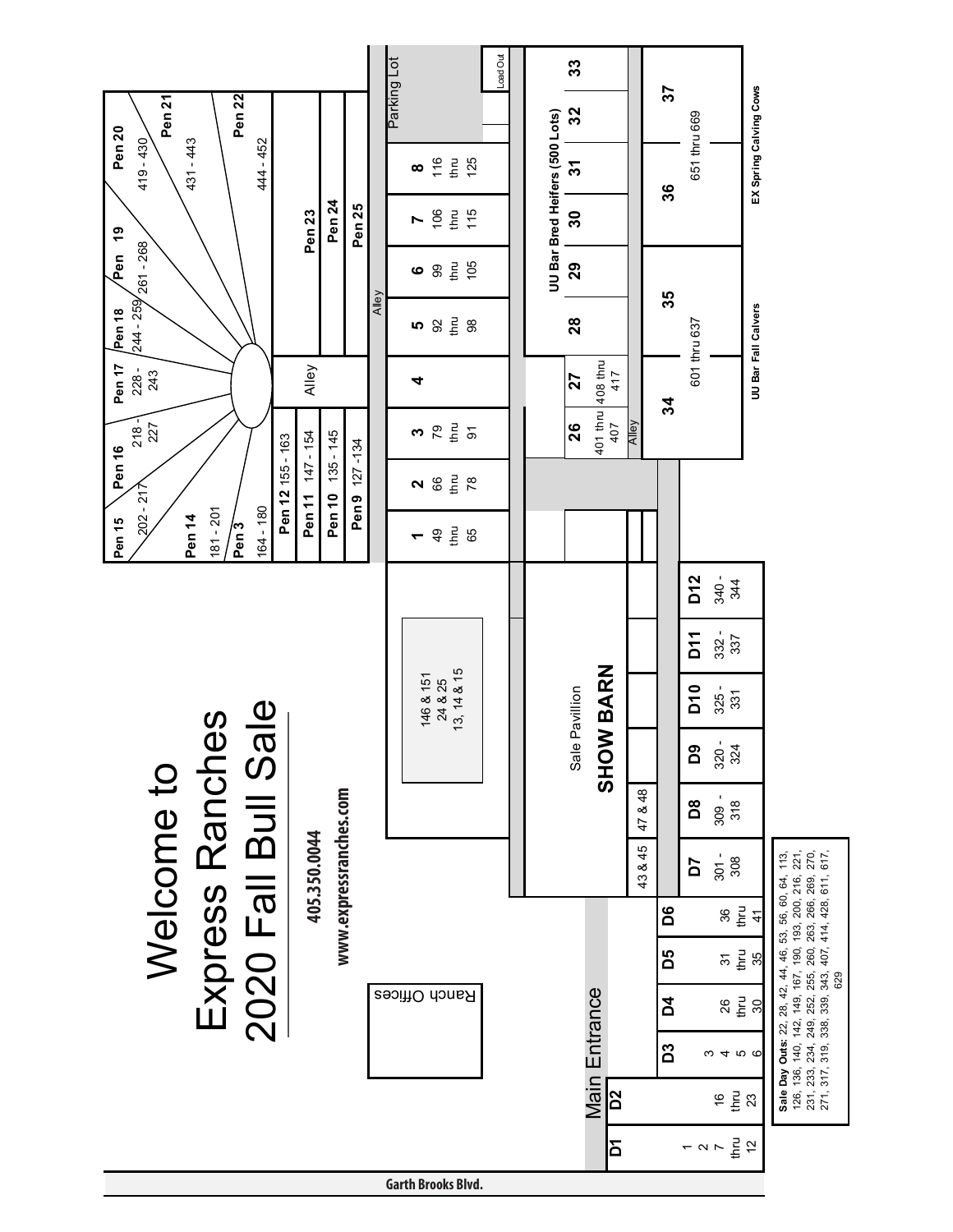# Welcome to Express Ranches 2020 Fall Bull Sale

**405.350.0044**

**www.expressranches.com**

Ranch Offices

Main Entrance

Garth Brooks Blvd.

Pen 15 202 - 217

Pen 16 218 - 227

Pen 17 228 - 243

Pen 18 244 - 259

Pen 19 261 - 268

Pen 20 419 - 430

Pen 21 431 - 443

Pen 22 444 - 452

Pen 14 181 - 201

Pen 3 164 - 180

Pen 12 155 - 163

Pen 11 147 - 154

Pen 10 135 - 145

Pen 9 127 - 134

Pen 23

Pen 24

Pen 25

Alley

Parking Lot

Load Out

| 1 | 2 | 3 | 4 | 5 | 6 | 7 | 8 |
|---|---|---|---|---|---|---|---|
| 49 thru 65 | 66 thru 78 | 79 thru 91 | | 92 thru 98 | 99 thru 105 | 106 thru 115 | 116 thru 125 |

146 & 151
24 & 25
13, 14 & 15

Sale Pavillion

**SHOW BARN**

43 & 45

47 & 48

| 26 | 27 |
|---|---|
| 401 thru 407 | 408 thru 417 |

UU Bar Bred Heifers (500 Lots)

28 | 29 | 30 | 31 | 32 | 33

| 34 | 35 | 36 | 37 |
|---|---|---|---|
| 601 thru 637 | | 651 thru 669 | |

UU Bar Fall Calvers

EX Spring Calving Cows

| D1 | D2 | D3 | D4 | D5 | D6 | D7 | D8 | D9 | D10 | D11 | D12 |
|---|---|---|---|---|---|---|---|---|---|---|---|
| 1, 2, 7 thru 12 | 16 thru 23 | 3, 4, 5, 6 | 26 thru 30 | 31 thru 35 | 36 thru 41 | 301 - 308 | 309 - 318 | 320 - 324 | 325 - 331 | 332 - 337 | 340 - 344 |

**Sale Day Outs**: 22, 28, 42, 44, 46, 53, 56, 60, 64, 113, 126, 136, 140, 142, 149, 167, 190, 193, 200, 216, 221, 231, 233, 234, 249, 252, 255, 260, 263, 266, 269, 270, 271, 317, 319, 338, 339, 343, 407, 414, 428, 611, 617, 629